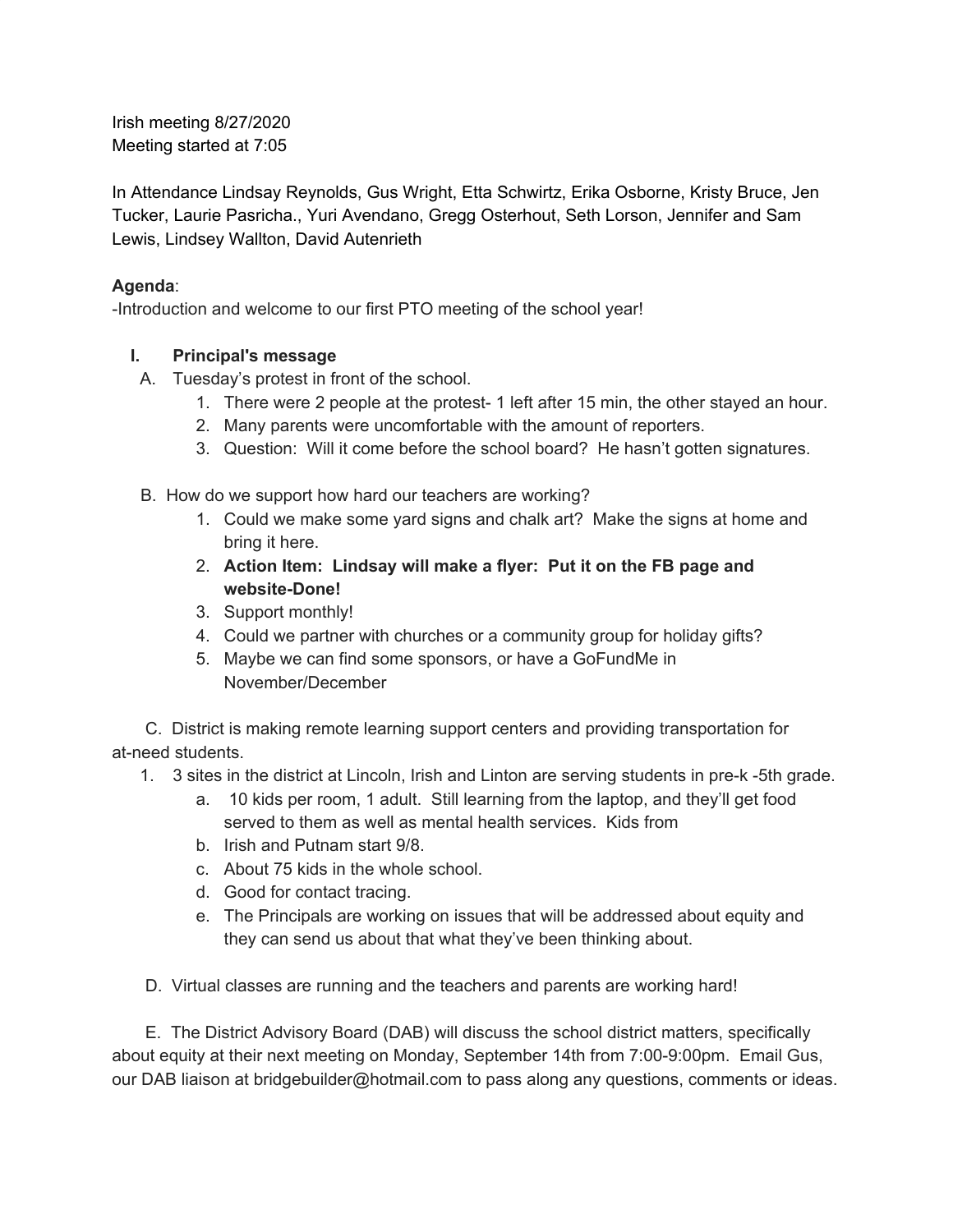Irish meeting 8/27/2020
Meeting started at 7:05

In Attendance Lindsay Reynolds, Gus Wright, Etta Schwirtz, Erika Osborne, Kristy Bruce, Jen Tucker, Laurie Pasricha., Yuri Avendano, Gregg Osterhout, Seth Lorson, Jennifer and Sam Lewis, Lindsey Wallton, David Autenrieth

**Agenda**:
-Introduction and welcome to our first PTO meeting of the school year!

I. **Principal's message**

A. Tuesday's protest in front of the school.

1. There were 2 people at the protest- 1 left after 15 min, the other stayed an hour.
2. Many parents were uncomfortable with the amount of reporters.
3. Question: Will it come before the school board? He hasn't gotten signatures.

B. How do we support how hard our teachers are working?

1. Could we make some yard signs and chalk art? Make the signs at home and bring it here.
2. **Action Item: Lindsay will make a flyer: Put it on the FB page and website-Done!**
3. Support monthly!
4. Could we partner with churches or a community group for holiday gifts?
5. Maybe we can find some sponsors, or have a GoFundMe in November/December

C. District is making remote learning support centers and providing transportation for at-need students.

1. 3 sites in the district at Lincoln, Irish and Linton are serving students in pre-k -5th grade.
   a. 10 kids per room, 1 adult. Still learning from the laptop, and they'll get food served to them as well as mental health services. Kids from
   b. Irish and Putnam start 9/8.
   c. About 75 kids in the whole school.
   d. Good for contact tracing.
   e. The Principals are working on issues that will be addressed about equity and they can send us about that what they've been thinking about.

D. Virtual classes are running and the teachers and parents are working hard!

E. The District Advisory Board (DAB) will discuss the school district matters, specifically about equity at their next meeting on Monday, September 14th from 7:00-9:00pm. Email Gus, our DAB liaison at bridgebuilder@hotmail.com to pass along any questions, comments or ideas.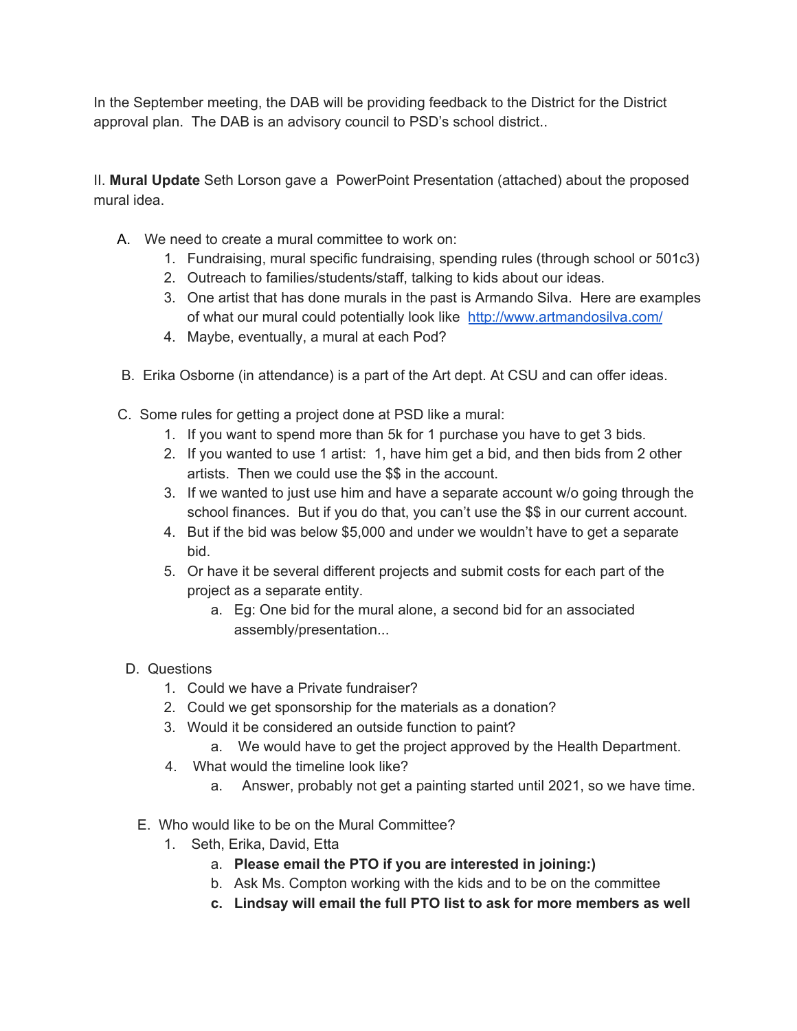In the September meeting, the DAB will be providing feedback to the District for the District approval plan. The DAB is an advisory council to PSD's school district..

II. **Mural Update** Seth Lorson gave a PowerPoint Presentation (attached) about the proposed mural idea.

A. We need to create a mural committee to work on:
   1. Fundraising, mural specific fundraising, spending rules (through school or 501c3)
   2. Outreach to families/students/staff, talking to kids about our ideas.
   3. One artist that has done murals in the past is Armando Silva. Here are examples of what our mural could potentially look like http://www.artmandosilva.com/
   4. Maybe, eventually, a mural at each Pod?

B. Erika Osborne (in attendance) is a part of the Art dept. At CSU and can offer ideas.

C. Some rules for getting a project done at PSD like a mural:
   1. If you want to spend more than 5k for 1 purchase you have to get 3 bids.
   2. If you wanted to use 1 artist: 1, have him get a bid, and then bids from 2 other artists. Then we could use the $$ in the account.
   3. If we wanted to just use him and have a separate account w/o going through the school finances. But if you do that, you can't use the $$ in our current account.
   4. But if the bid was below $5,000 and under we wouldn't have to get a separate bid.
   5. Or have it be several different projects and submit costs for each part of the project as a separate entity.
      a. Eg: One bid for the mural alone, a second bid for an associated assembly/presentation...

D. Questions
   1. Could we have a Private fundraiser?
   2. Could we get sponsorship for the materials as a donation?
   3. Would it be considered an outside function to paint?
      a. We would have to get the project approved by the Health Department.
   4. What would the timeline look like?
      a. Answer, probably not get a painting started until 2021, so we have time.

E. Who would like to be on the Mural Committee?
   1. Seth, Erika, David, Etta
      a. **Please email the PTO if you are interested in joining:)**
      b. Ask Ms. Compton working with the kids and to be on the committee
      c. **Lindsay will email the full PTO list to ask for more members as well**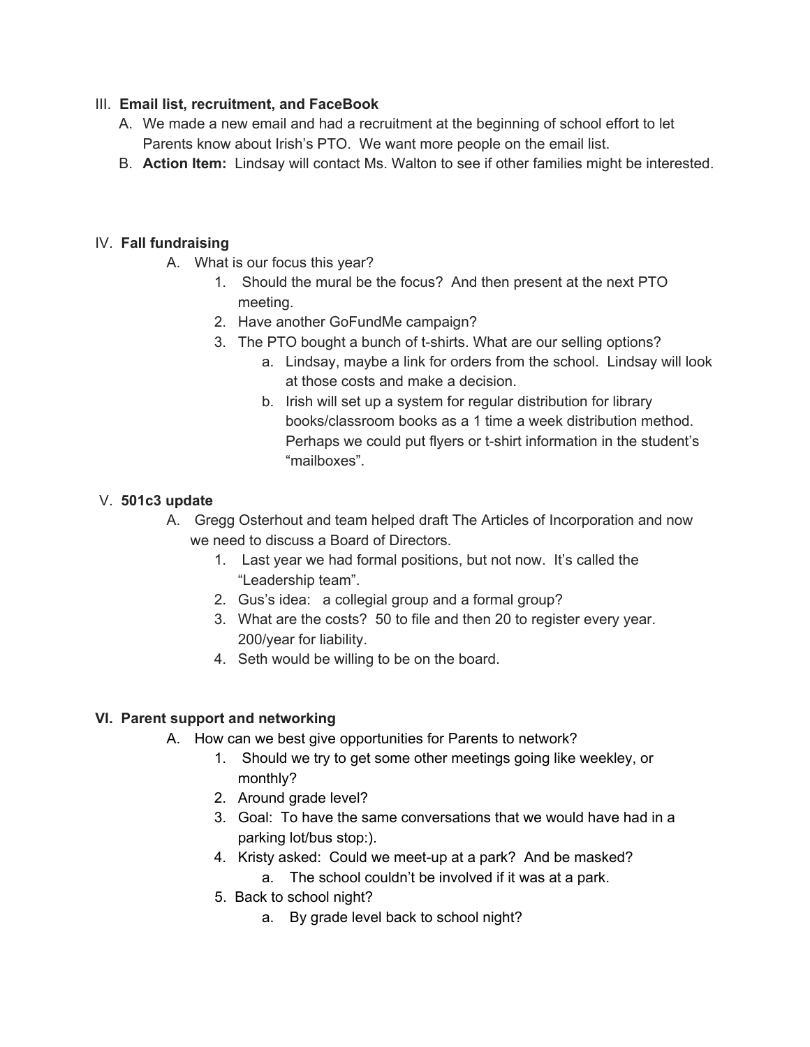III. **Email list, recruitment, and FaceBook**

  A. We made a new email and had a recruitment at the beginning of school effort to let Parents know about Irish's PTO. We want more people on the email list.

  B. **Action Item:** Lindsay will contact Ms. Walton to see if other families might be interested.

IV. **Fall fundraising**

  A. What is our focus this year?

    1. Should the mural be the focus? And then present at the next PTO meeting.
    2. Have another GoFundMe campaign?
    3. The PTO bought a bunch of t-shirts. What are our selling options?
       a. Lindsay, maybe a link for orders from the school. Lindsay will look at those costs and make a decision.
       b. Irish will set up a system for regular distribution for library books/classroom books as a 1 time a week distribution method. Perhaps we could put flyers or t-shirt information in the student's "mailboxes".

V. **501c3 update**

  A. Gregg Osterhout and team helped draft The Articles of Incorporation and now we need to discuss a Board of Directors.

    1. Last year we had formal positions, but not now. It's called the "Leadership team".
    2. Gus's idea: a collegial group and a formal group?
    3. What are the costs? 50 to file and then 20 to register every year. 200/year for liability.
    4. Seth would be willing to be on the board.

VI. **Parent support and networking**

  A. How can we best give opportunities for Parents to network?

    1. Should we try to get some other meetings going like weekley, or monthly?
    2. Around grade level?
    3. Goal: To have the same conversations that we would have had in a parking lot/bus stop:).
    4. Kristy asked: Could we meet-up at a park? And be masked?
       a. The school couldn't be involved if it was at a park.
    5. Back to school night?
       a. By grade level back to school night?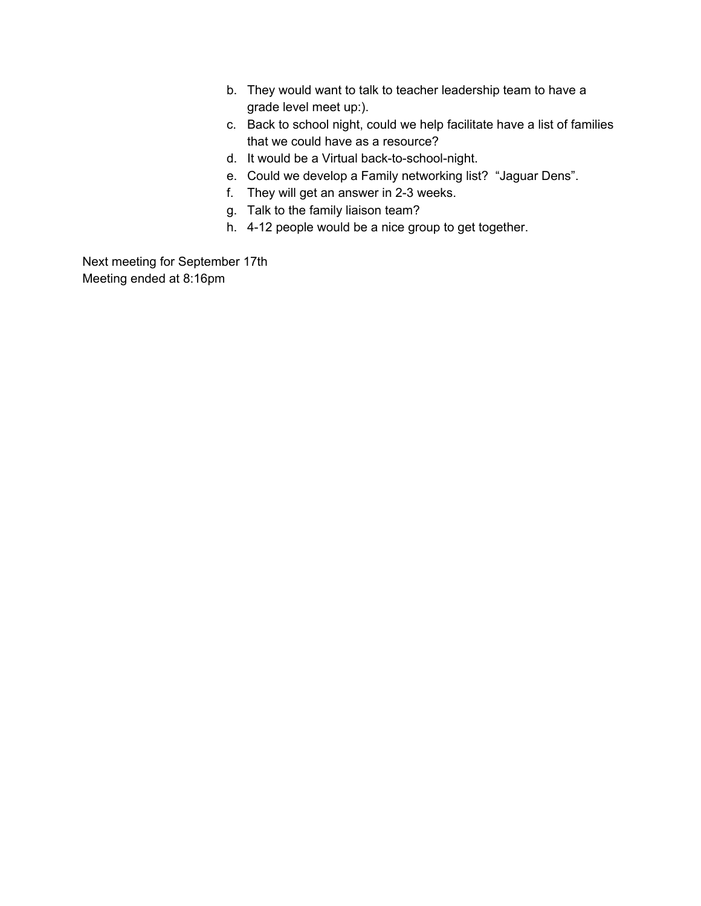b. They would want to talk to teacher leadership team to have a grade level meet up:).
c. Back to school night, could we help facilitate have a list of families that we could have as a resource?
d. It would be a Virtual back-to-school-night.
e. Could we develop a Family networking list? "Jaguar Dens".
f. They will get an answer in 2-3 weeks.
g. Talk to the family liaison team?
h. 4-12 people would be a nice group to get together.

Next meeting for September 17th
Meeting ended at 8:16pm